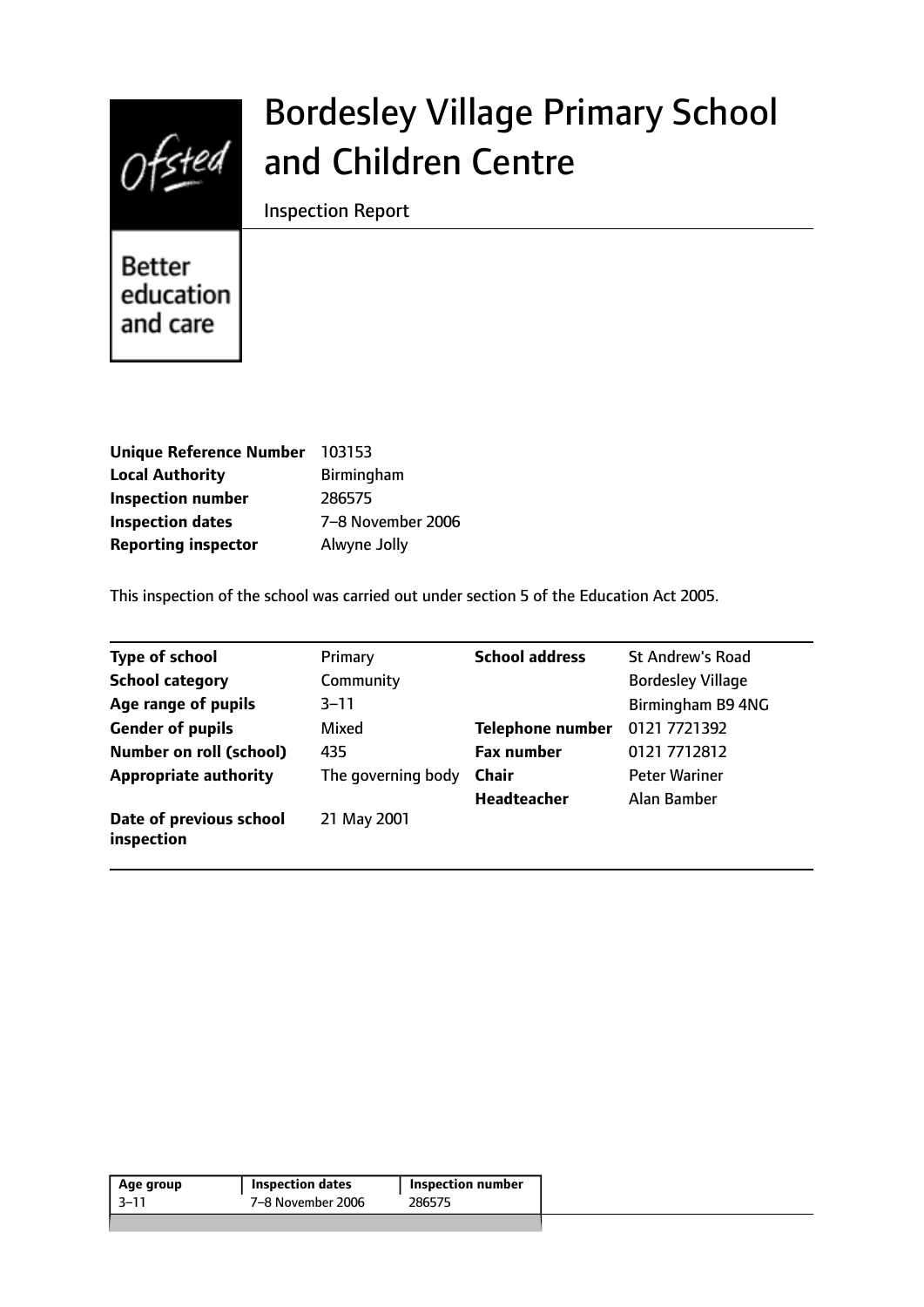# Bordesley Village Primary School and Children Centre

Inspection Report

| | |
|---|---|
| **Unique Reference Number** | 103153 |
| **Local Authority** | Birmingham |
| **Inspection number** | 286575 |
| **Inspection dates** | 7–8 November 2006 |
| **Reporting inspector** | Alwyne Jolly |

This inspection of the school was carried out under section 5 of the Education Act 2005.

| | | | |
|---|---|---|---|
| **Type of school** | Primary | **School address** | St Andrew's Road |
| **School category** | Community | | Bordesley Village |
| **Age range of pupils** | 3–11 | | Birmingham B9 4NG |
| **Gender of pupils** | Mixed | **Telephone number** | 0121 7721392 |
| **Number on roll (school)** | 435 | **Fax number** | 0121 7712812 |
| **Appropriate authority** | The governing body | **Chair** | Peter Wariner |
| | | **Headteacher** | Alan Bamber |
| **Date of previous school inspection** | 21 May 2001 | | |

| Age group | Inspection dates | Inspection number |
|---|---|---|
| 3–11 | 7–8 November 2006 | 286575 |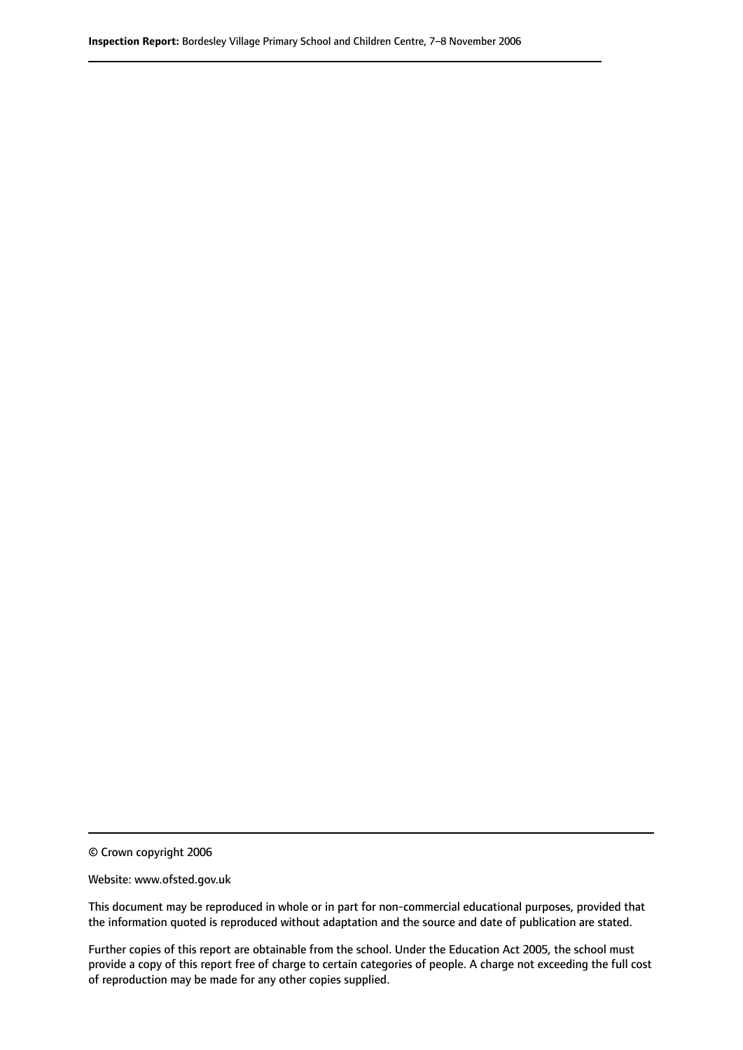© Crown copyright 2006

Website: www.ofsted.gov.uk

This document may be reproduced in whole or in part for non-commercial educational purposes, provided that the information quoted is reproduced without adaptation and the source and date of publication are stated.

Further copies of this report are obtainable from the school. Under the Education Act 2005, the school must provide a copy of this report free of charge to certain categories of people. A charge not exceeding the full cost of reproduction may be made for any other copies supplied.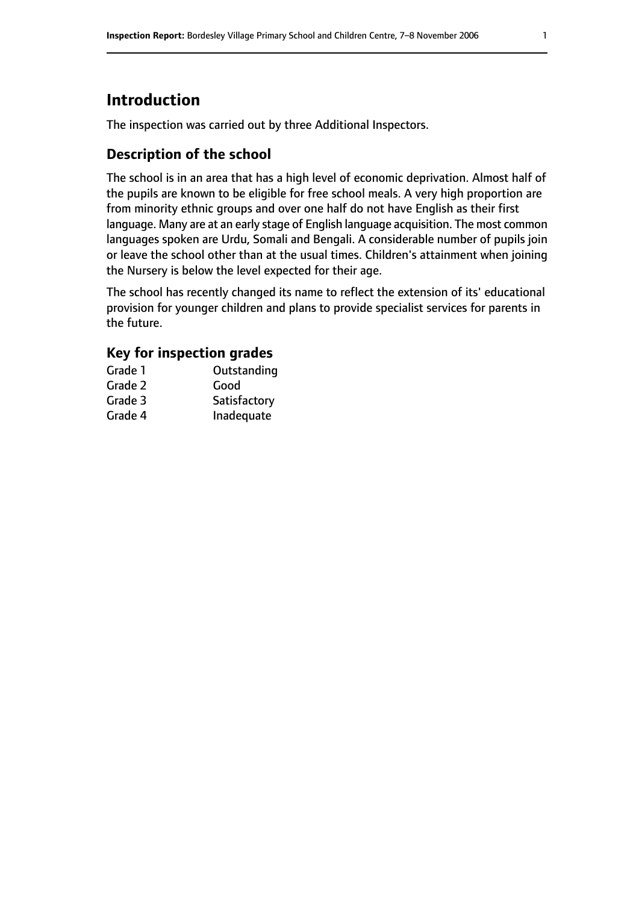# Introduction

The inspection was carried out by three Additional Inspectors.

## Description of the school

The school is in an area that has a high level of economic deprivation. Almost half of the pupils are known to be eligible for free school meals. A very high proportion are from minority ethnic groups and over one half do not have English as their first language. Many are at an early stage of English language acquisition. The most common languages spoken are Urdu, Somali and Bengali. A considerable number of pupils join or leave the school other than at the usual times. Children's attainment when joining the Nursery is below the level expected for their age.

The school has recently changed its name to reflect the extension of its' educational provision for younger children and plans to provide specialist services for parents in the future.

### Key for inspection grades

| | |
|---|---|
| Grade 1 | Outstanding |
| Grade 2 | Good |
| Grade 3 | Satisfactory |
| Grade 4 | Inadequate |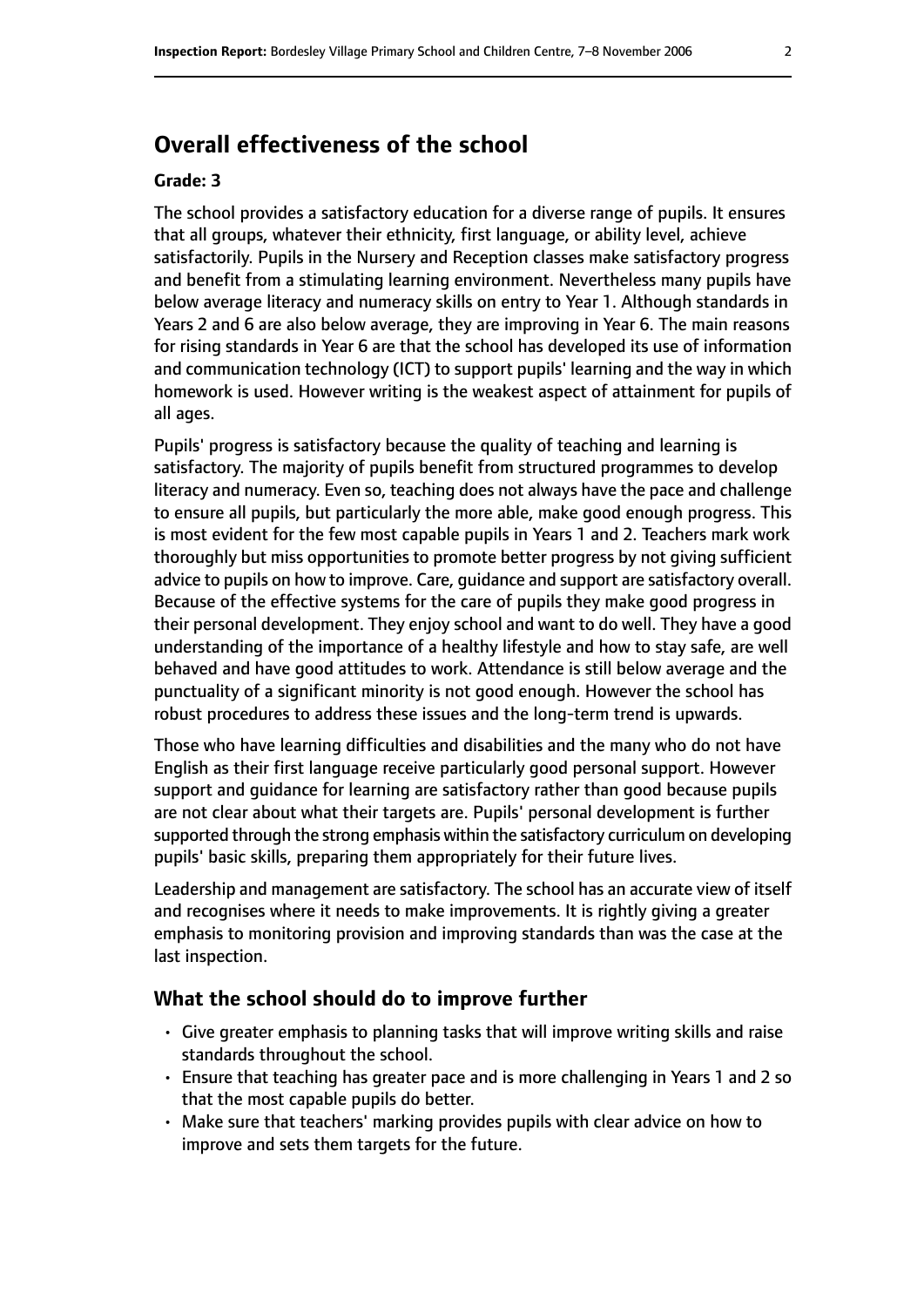## Overall effectiveness of the school

### Grade: 3

The school provides a satisfactory education for a diverse range of pupils. It ensures that all groups, whatever their ethnicity, first language, or ability level, achieve satisfactorily. Pupils in the Nursery and Reception classes make satisfactory progress and benefit from a stimulating learning environment. Nevertheless many pupils have below average literacy and numeracy skills on entry to Year 1. Although standards in Years 2 and 6 are also below average, they are improving in Year 6. The main reasons for rising standards in Year 6 are that the school has developed its use of information and communication technology (ICT) to support pupils' learning and the way in which homework is used. However writing is the weakest aspect of attainment for pupils of all ages.

Pupils' progress is satisfactory because the quality of teaching and learning is satisfactory. The majority of pupils benefit from structured programmes to develop literacy and numeracy. Even so, teaching does not always have the pace and challenge to ensure all pupils, but particularly the more able, make good enough progress. This is most evident for the few most capable pupils in Years 1 and 2. Teachers mark work thoroughly but miss opportunities to promote better progress by not giving sufficient advice to pupils on how to improve. Care, guidance and support are satisfactory overall. Because of the effective systems for the care of pupils they make good progress in their personal development. They enjoy school and want to do well. They have a good understanding of the importance of a healthy lifestyle and how to stay safe, are well behaved and have good attitudes to work. Attendance is still below average and the punctuality of a significant minority is not good enough. However the school has robust procedures to address these issues and the long-term trend is upwards.

Those who have learning difficulties and disabilities and the many who do not have English as their first language receive particularly good personal support. However support and guidance for learning are satisfactory rather than good because pupils are not clear about what their targets are. Pupils' personal development is further supported through the strong emphasis within the satisfactory curriculum on developing pupils' basic skills, preparing them appropriately for their future lives.

Leadership and management are satisfactory. The school has an accurate view of itself and recognises where it needs to make improvements. It is rightly giving a greater emphasis to monitoring provision and improving standards than was the case at the last inspection.

## What the school should do to improve further

- Give greater emphasis to planning tasks that will improve writing skills and raise standards throughout the school.
- Ensure that teaching has greater pace and is more challenging in Years 1 and 2 so that the most capable pupils do better.
- Make sure that teachers' marking provides pupils with clear advice on how to improve and sets them targets for the future.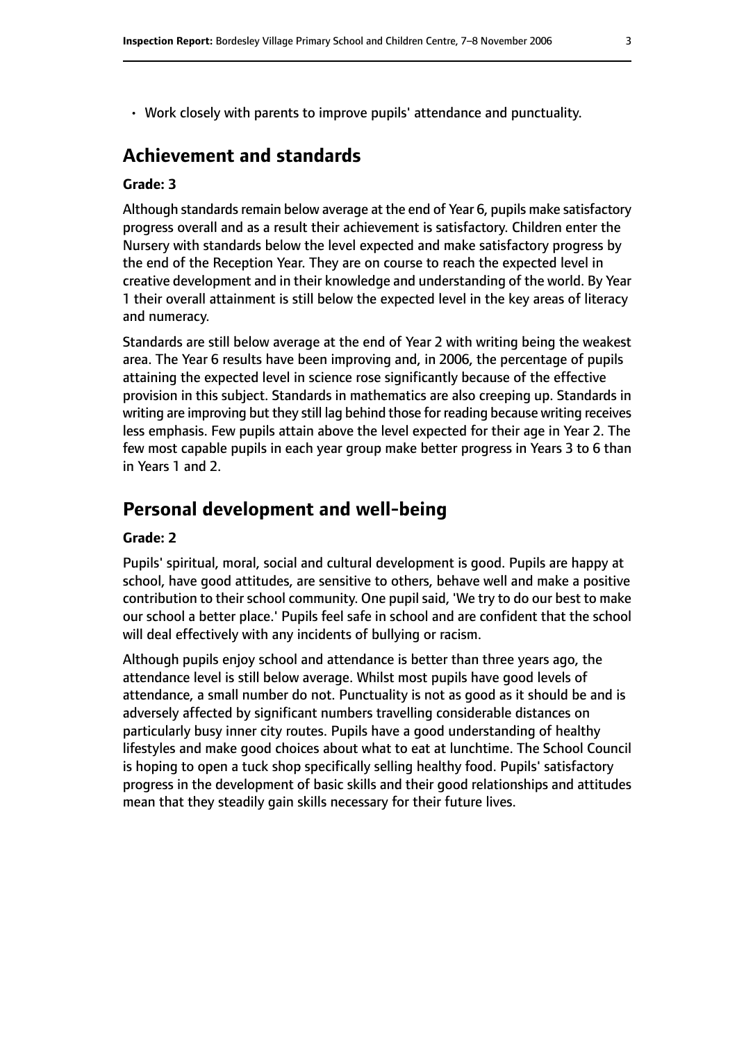- Work closely with parents to improve pupils' attendance and punctuality.

## Achievement and standards

### Grade: 3

Although standards remain below average at the end of Year 6, pupils make satisfactory progress overall and as a result their achievement is satisfactory. Children enter the Nursery with standards below the level expected and make satisfactory progress by the end of the Reception Year. They are on course to reach the expected level in creative development and in their knowledge and understanding of the world. By Year 1 their overall attainment is still below the expected level in the key areas of literacy and numeracy.

Standards are still below average at the end of Year 2 with writing being the weakest area. The Year 6 results have been improving and, in 2006, the percentage of pupils attaining the expected level in science rose significantly because of the effective provision in this subject. Standards in mathematics are also creeping up. Standards in writing are improving but they still lag behind those for reading because writing receives less emphasis. Few pupils attain above the level expected for their age in Year 2. The few most capable pupils in each year group make better progress in Years 3 to 6 than in Years 1 and 2.

## Personal development and well-being

### Grade: 2

Pupils' spiritual, moral, social and cultural development is good. Pupils are happy at school, have good attitudes, are sensitive to others, behave well and make a positive contribution to their school community. One pupil said, 'We try to do our best to make our school a better place.' Pupils feel safe in school and are confident that the school will deal effectively with any incidents of bullying or racism.

Although pupils enjoy school and attendance is better than three years ago, the attendance level is still below average. Whilst most pupils have good levels of attendance, a small number do not. Punctuality is not as good as it should be and is adversely affected by significant numbers travelling considerable distances on particularly busy inner city routes. Pupils have a good understanding of healthy lifestyles and make good choices about what to eat at lunchtime. The School Council is hoping to open a tuck shop specifically selling healthy food. Pupils' satisfactory progress in the development of basic skills and their good relationships and attitudes mean that they steadily gain skills necessary for their future lives.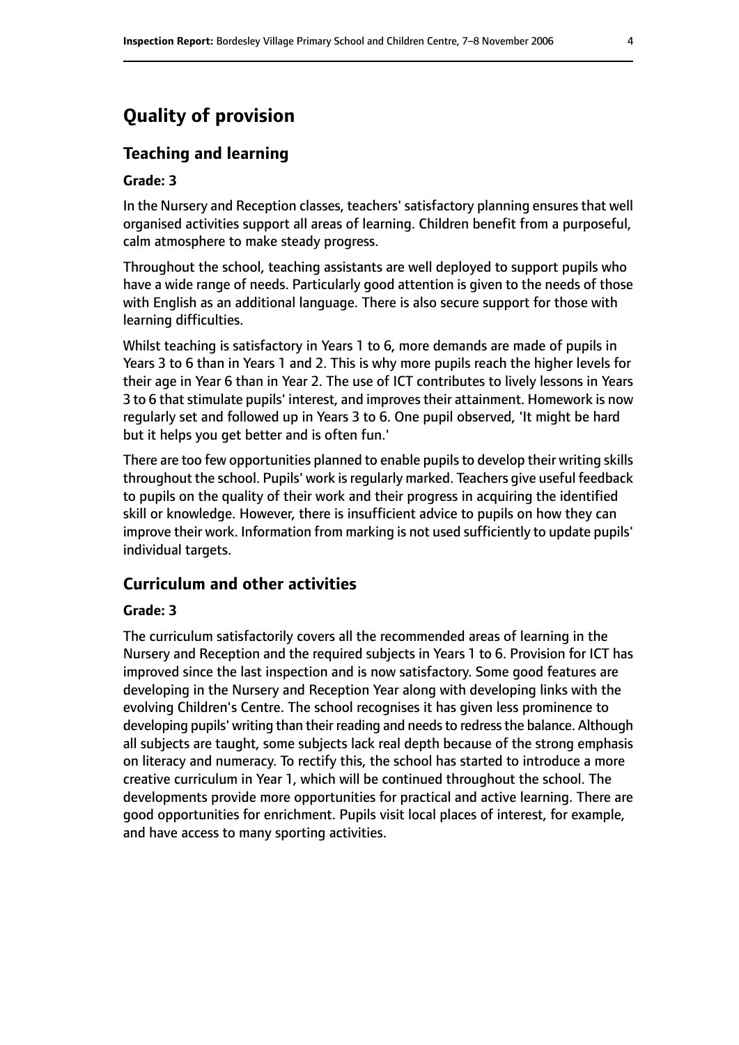# Quality of provision

## Teaching and learning

### Grade: 3

In the Nursery and Reception classes, teachers' satisfactory planning ensures that well organised activities support all areas of learning. Children benefit from a purposeful, calm atmosphere to make steady progress.

Throughout the school, teaching assistants are well deployed to support pupils who have a wide range of needs. Particularly good attention is given to the needs of those with English as an additional language. There is also secure support for those with learning difficulties.

Whilst teaching is satisfactory in Years 1 to 6, more demands are made of pupils in Years 3 to 6 than in Years 1 and 2. This is why more pupils reach the higher levels for their age in Year 6 than in Year 2. The use of ICT contributes to lively lessons in Years 3 to 6 that stimulate pupils' interest, and improves their attainment. Homework is now regularly set and followed up in Years 3 to 6. One pupil observed, 'It might be hard but it helps you get better and is often fun.'

There are too few opportunities planned to enable pupils to develop their writing skills throughout the school. Pupils' work is regularly marked. Teachers give useful feedback to pupils on the quality of their work and their progress in acquiring the identified skill or knowledge. However, there is insufficient advice to pupils on how they can improve their work. Information from marking is not used sufficiently to update pupils' individual targets.

## Curriculum and other activities

### Grade: 3

The curriculum satisfactorily covers all the recommended areas of learning in the Nursery and Reception and the required subjects in Years 1 to 6. Provision for ICT has improved since the last inspection and is now satisfactory. Some good features are developing in the Nursery and Reception Year along with developing links with the evolving Children's Centre. The school recognises it has given less prominence to developing pupils' writing than their reading and needs to redress the balance. Although all subjects are taught, some subjects lack real depth because of the strong emphasis on literacy and numeracy. To rectify this, the school has started to introduce a more creative curriculum in Year 1, which will be continued throughout the school. The developments provide more opportunities for practical and active learning. There are good opportunities for enrichment. Pupils visit local places of interest, for example, and have access to many sporting activities.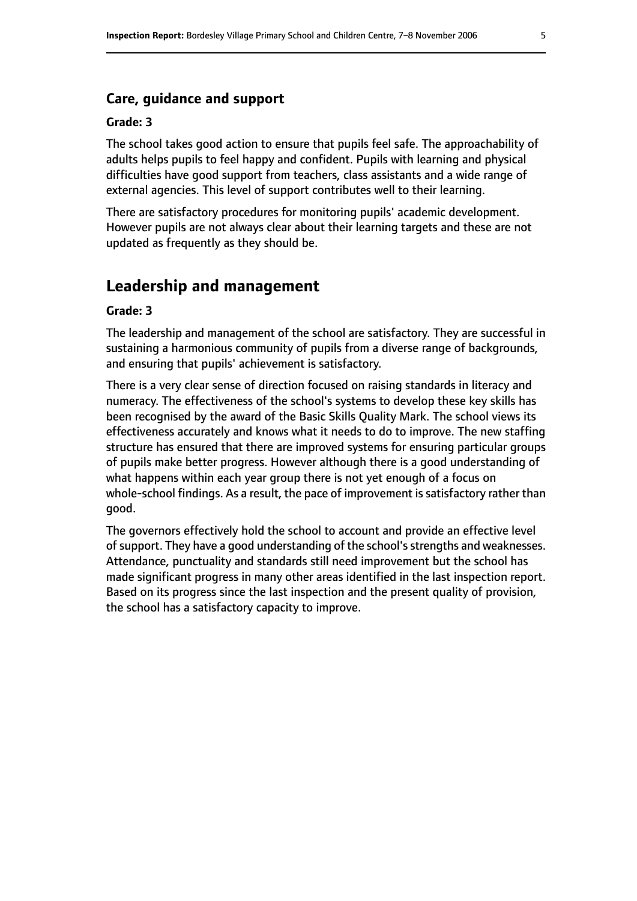### Care, guidance and support

#### Grade: 3

The school takes good action to ensure that pupils feel safe. The approachability of adults helps pupils to feel happy and confident. Pupils with learning and physical difficulties have good support from teachers, class assistants and a wide range of external agencies. This level of support contributes well to their learning.

There are satisfactory procedures for monitoring pupils' academic development. However pupils are not always clear about their learning targets and these are not updated as frequently as they should be.

## Leadership and management

#### Grade: 3

The leadership and management of the school are satisfactory. They are successful in sustaining a harmonious community of pupils from a diverse range of backgrounds, and ensuring that pupils' achievement is satisfactory.

There is a very clear sense of direction focused on raising standards in literacy and numeracy. The effectiveness of the school's systems to develop these key skills has been recognised by the award of the Basic Skills Quality Mark. The school views its effectiveness accurately and knows what it needs to do to improve. The new staffing structure has ensured that there are improved systems for ensuring particular groups of pupils make better progress. However although there is a good understanding of what happens within each year group there is not yet enough of a focus on whole-school findings. As a result, the pace of improvement is satisfactory rather than good.

The governors effectively hold the school to account and provide an effective level of support. They have a good understanding of the school's strengths and weaknesses. Attendance, punctuality and standards still need improvement but the school has made significant progress in many other areas identified in the last inspection report. Based on its progress since the last inspection and the present quality of provision, the school has a satisfactory capacity to improve.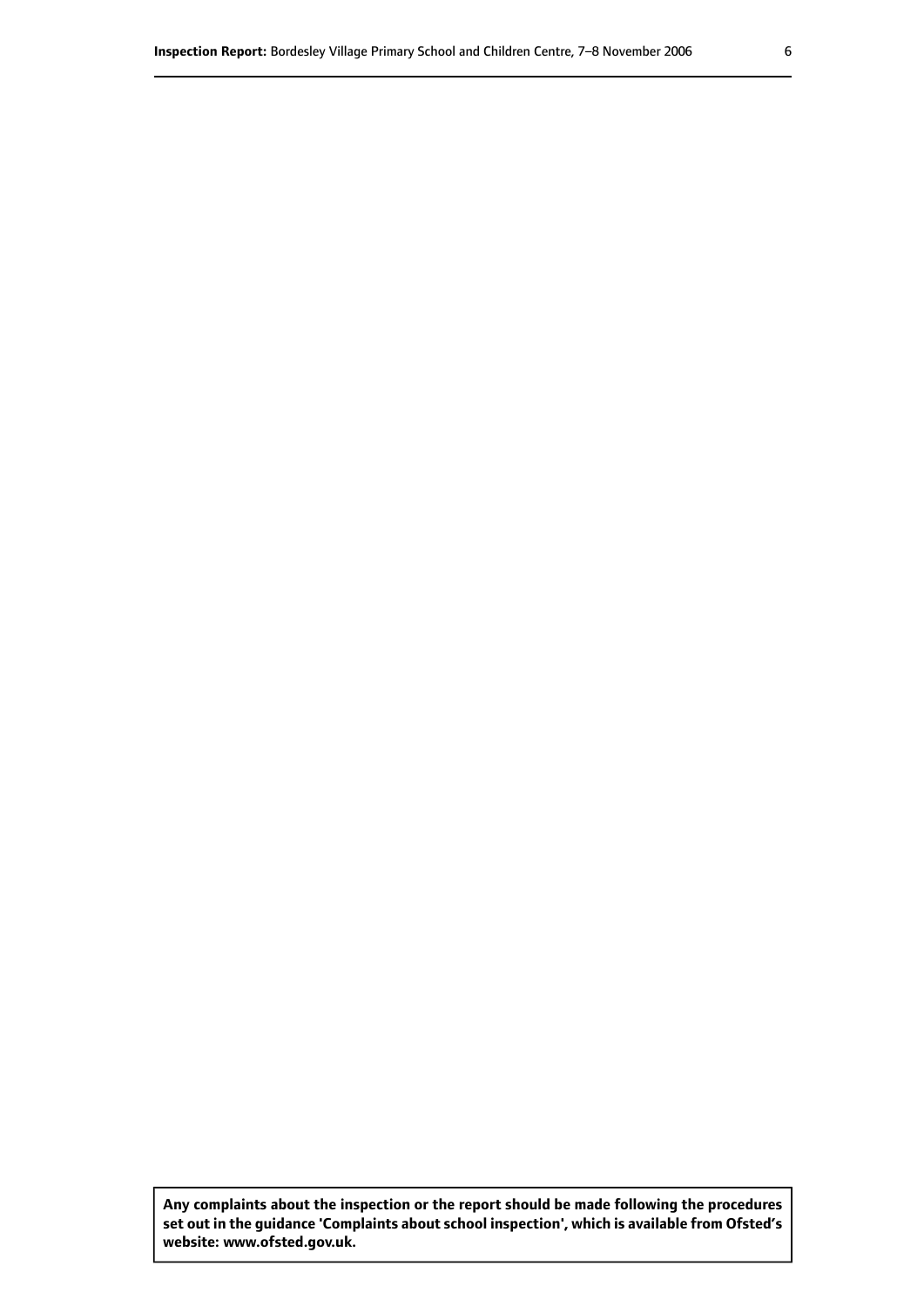**Any complaints about the inspection or the report should be made following the procedures set out in the guidance 'Complaints about school inspection', which is available from Ofsted's website: www.ofsted.gov.uk.**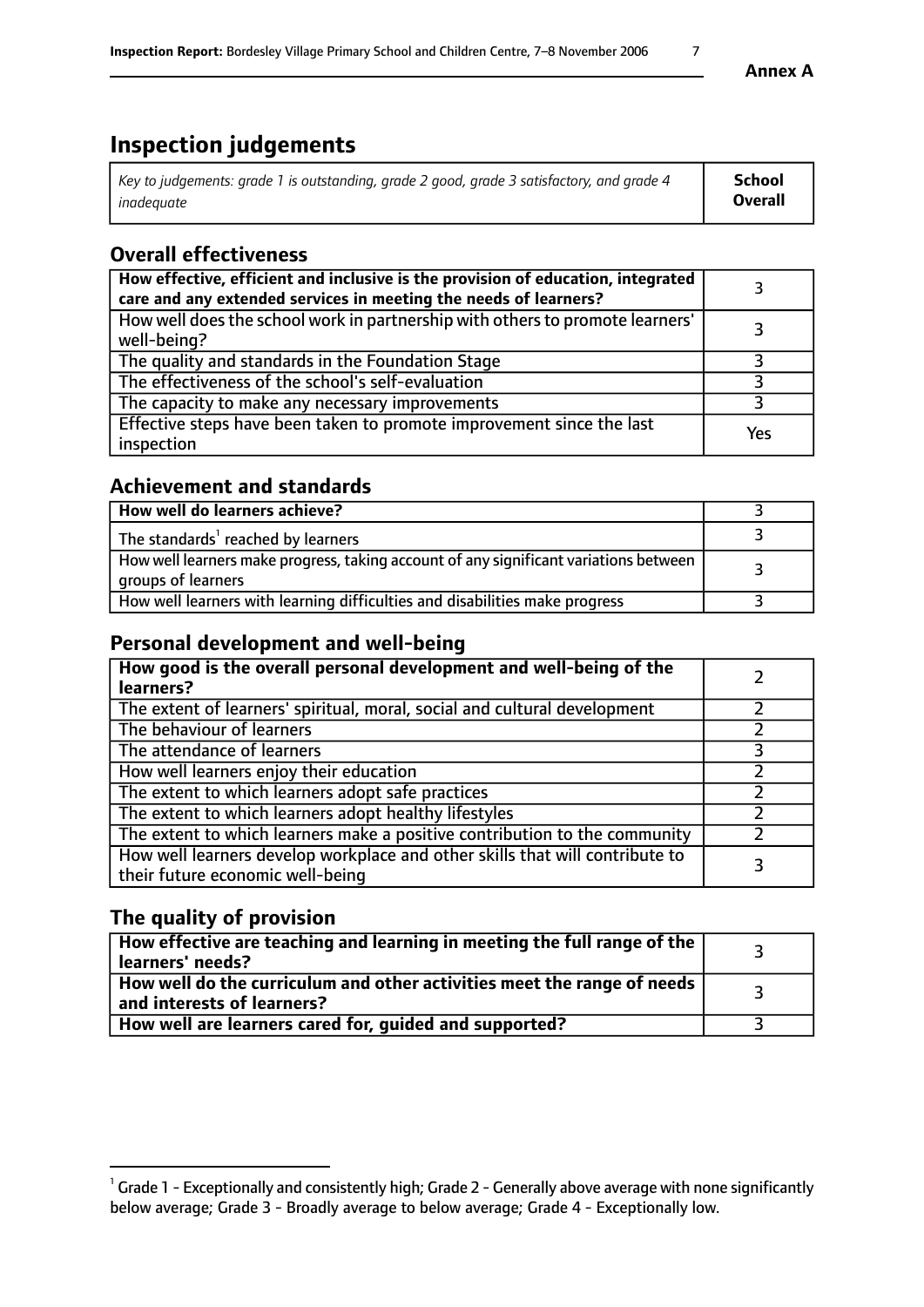**Annex A**

# Inspection judgements

| *Key to judgements: grade 1 is outstanding, grade 2 good, grade 3 satisfactory, and grade 4 inadequate* | **School Overall** |
|---|---|

## Overall effectiveness

| | |
|---|---|
| **How effective, efficient and inclusive is the provision of education, integrated care and any extended services in meeting the needs of learners?** | 3 |
| How well does the school work in partnership with others to promote learners' well-being? | 3 |
| The quality and standards in the Foundation Stage | 3 |
| The effectiveness of the school's self-evaluation | 3 |
| The capacity to make any necessary improvements | 3 |
| Effective steps have been taken to promote improvement since the last inspection | Yes |

## Achievement and standards

| | |
|---|---|
| **How well do learners achieve?** | 3 |
| The standards[1] reached by learners | 3 |
| How well learners make progress, taking account of any significant variations between groups of learners | 3 |
| How well learners with learning difficulties and disabilities make progress | 3 |

## Personal development and well-being

| | |
|---|---|
| **How good is the overall personal development and well-being of the learners?** | 2 |
| The extent of learners' spiritual, moral, social and cultural development | 2 |
| The behaviour of learners | 2 |
| The attendance of learners | 3 |
| How well learners enjoy their education | 2 |
| The extent to which learners adopt safe practices | 2 |
| The extent to which learners adopt healthy lifestyles | 2 |
| The extent to which learners make a positive contribution to the community | 2 |
| How well learners develop workplace and other skills that will contribute to their future economic well-being | 3 |

## The quality of provision

| | |
|---|---|
| **How effective are teaching and learning in meeting the full range of the learners' needs?** | 3 |
| **How well do the curriculum and other activities meet the range of needs and interests of learners?** | 3 |
| **How well are learners cared for, guided and supported?** | 3 |

[1] Grade 1 - Exceptionally and consistently high; Grade 2 - Generally above average with none significantly below average; Grade 3 - Broadly average to below average; Grade 4 - Exceptionally low.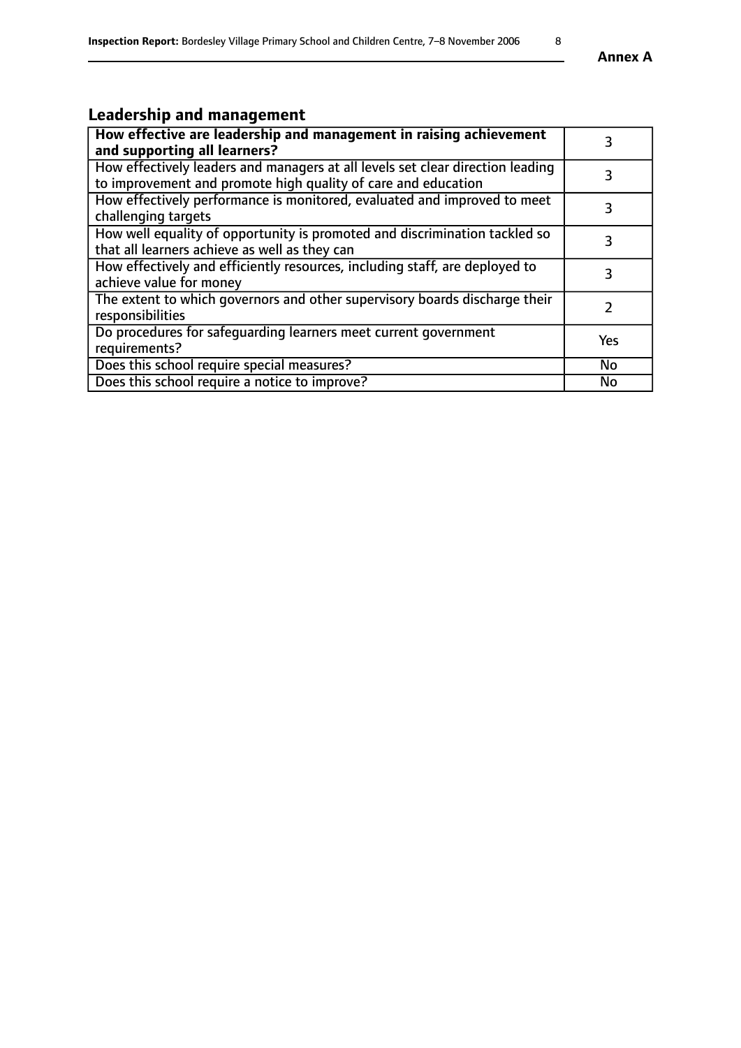## Leadership and management

| **How effective are leadership and management in raising achievement and supporting all learners?** | 3 |
|---|---|
| How effectively leaders and managers at all levels set clear direction leading to improvement and promote high quality of care and education | 3 |
| How effectively performance is monitored, evaluated and improved to meet challenging targets | 3 |
| How well equality of opportunity is promoted and discrimination tackled so that all learners achieve as well as they can | 3 |
| How effectively and efficiently resources, including staff, are deployed to achieve value for money | 3 |
| The extent to which governors and other supervisory boards discharge their responsibilities | 2 |
| Do procedures for safeguarding learners meet current government requirements? | Yes |
| Does this school require special measures? | No |
| Does this school require a notice to improve? | No |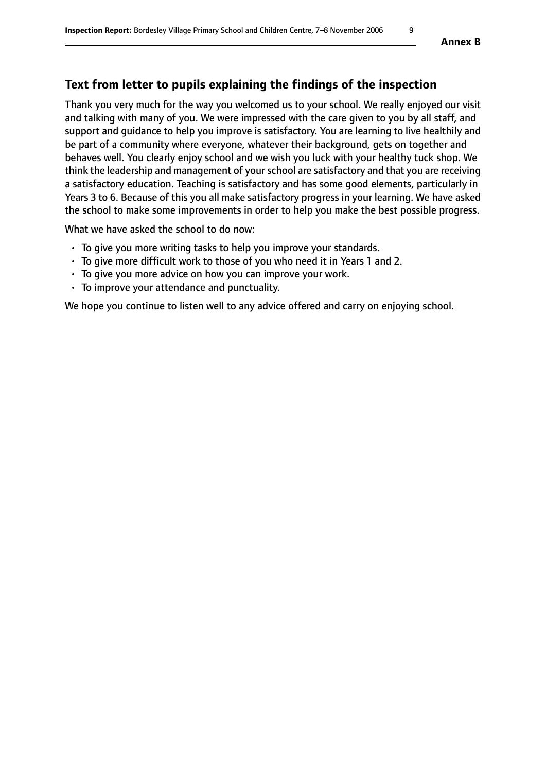## Text from letter to pupils explaining the findings of the inspection

Thank you very much for the way you welcomed us to your school. We really enjoyed our visit and talking with many of you. We were impressed with the care given to you by all staff, and support and guidance to help you improve is satisfactory. You are learning to live healthily and be part of a community where everyone, whatever their background, gets on together and behaves well. You clearly enjoy school and we wish you luck with your healthy tuck shop. We think the leadership and management of your school are satisfactory and that you are receiving a satisfactory education. Teaching is satisfactory and has some good elements, particularly in Years 3 to 6. Because of this you all make satisfactory progress in your learning. We have asked the school to make some improvements in order to help you make the best possible progress.

What we have asked the school to do now:

- To give you more writing tasks to help you improve your standards.
- To give more difficult work to those of you who need it in Years 1 and 2.
- To give you more advice on how you can improve your work.
- To improve your attendance and punctuality.

We hope you continue to listen well to any advice offered and carry on enjoying school.